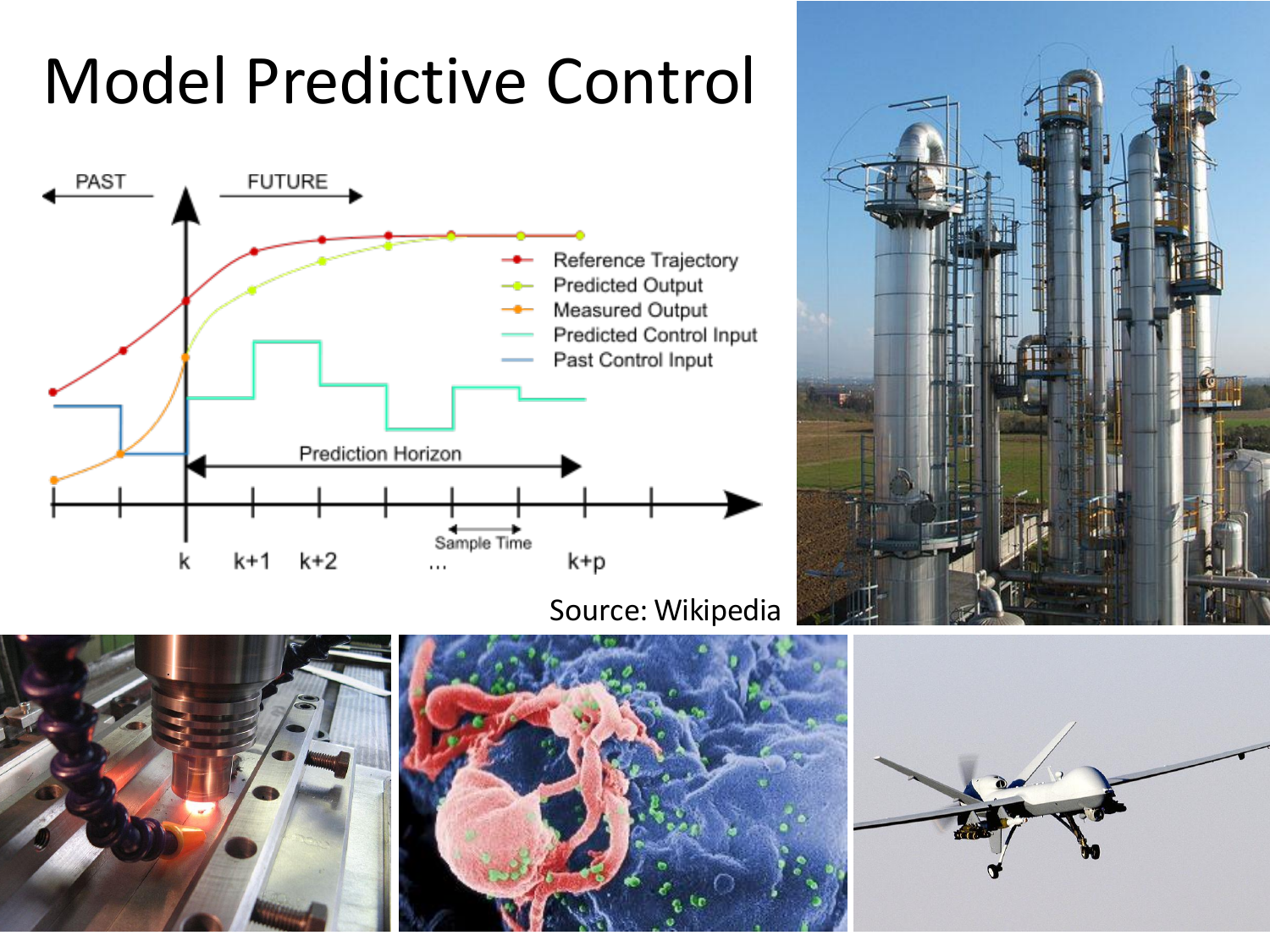# Model Predictive Control

PAST FUTURE

- Reference Trajectory
- Predicted Output
- Measured Output
- Predicted Control Input
- Past Control Input

Prediction Horizon

Sample Time

k k+1 k+2 ... k+p

Source: Wikipedia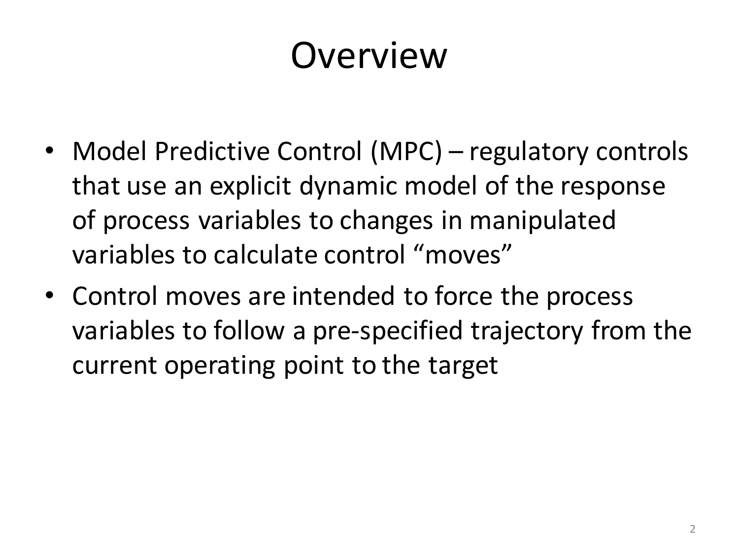# Overview

- Model Predictive Control (MPC) – regulatory controls that use an explicit dynamic model of the response of process variables to changes in manipulated variables to calculate control "moves"
- Control moves are intended to force the process variables to follow a pre-specified trajectory from the current operating point to the target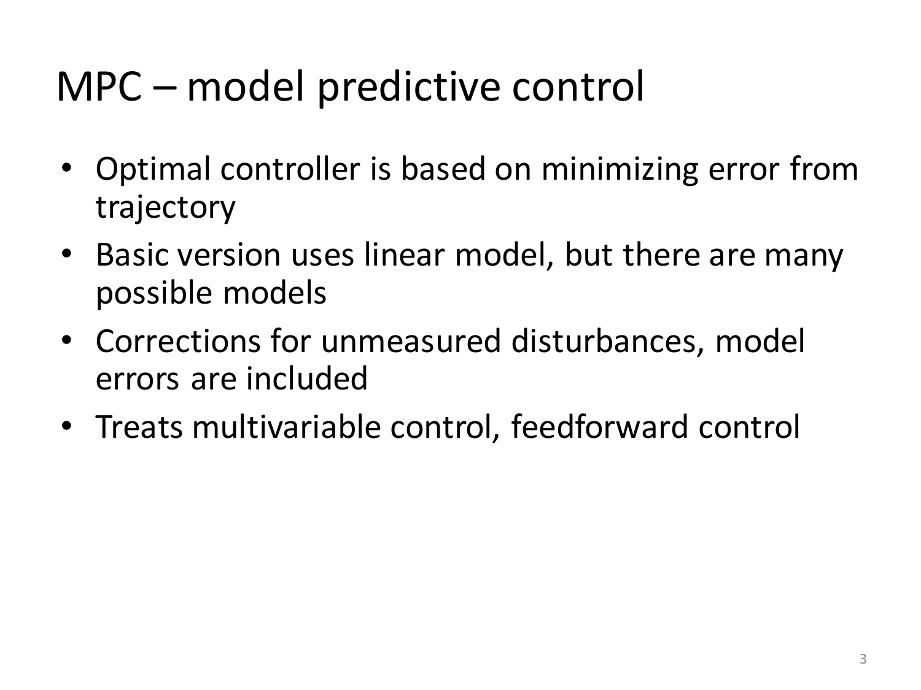# MPC – model predictive control

- Optimal controller is based on minimizing error from trajectory
- Basic version uses linear model, but there are many possible models
- Corrections for unmeasured disturbances, model errors are included
- Treats multivariable control, feedforward control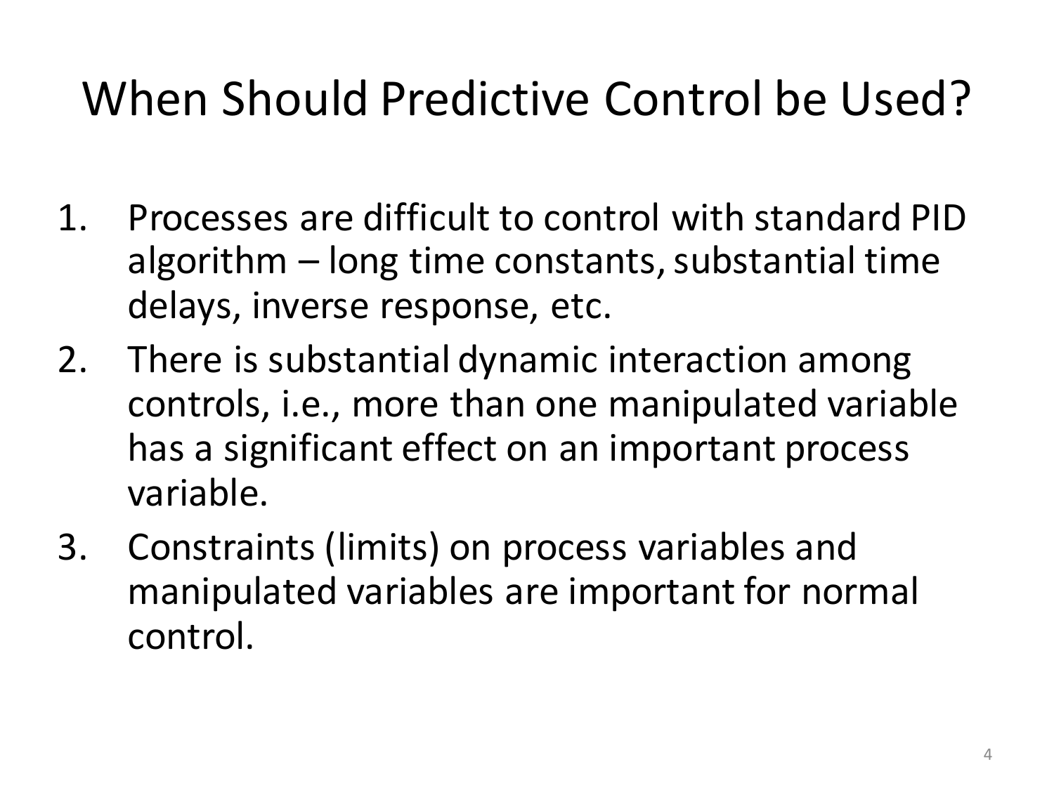# When Should Predictive Control be Used?

1. Processes are difficult to control with standard PID algorithm – long time constants, substantial time delays, inverse response, etc.
2. There is substantial dynamic interaction among controls, i.e., more than one manipulated variable has a significant effect on an important process variable.
3. Constraints (limits) on process variables and manipulated variables are important for normal control.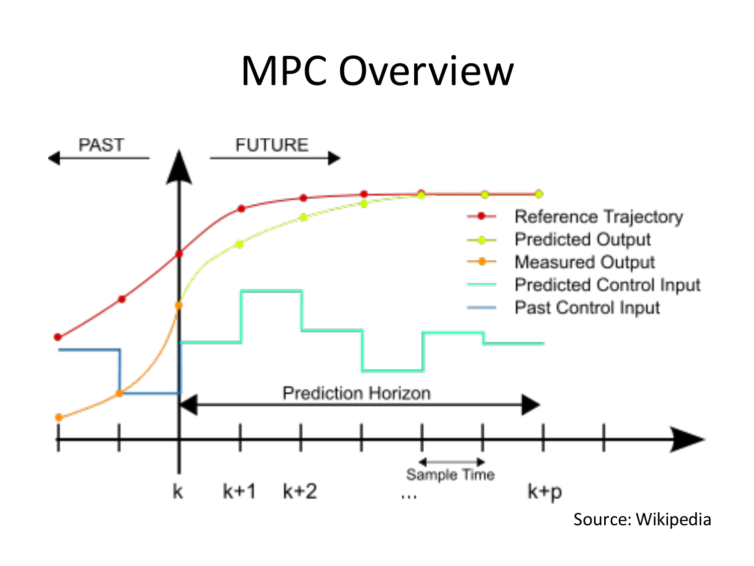# MPC Overview

PAST

FUTURE

- Reference Trajectory
- Predicted Output
- Measured Output
- Predicted Control Input
- Past Control Input

Prediction Horizon

Sample Time

k k+1 k+2 ... k+p

Source: Wikipedia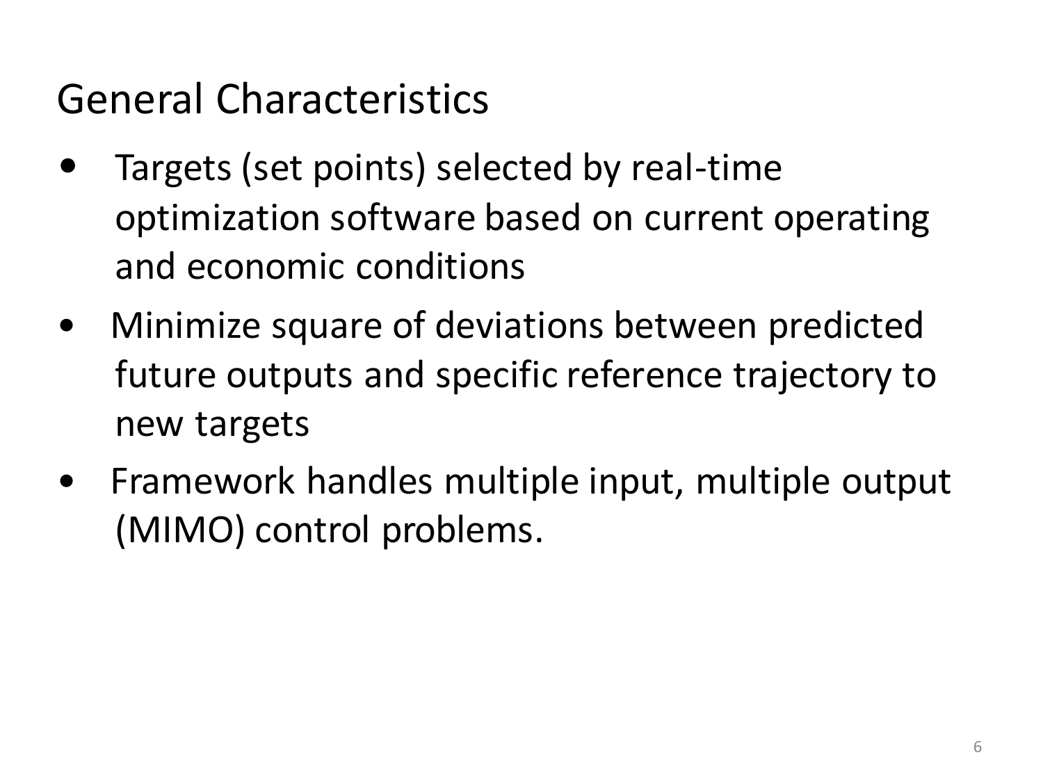# General Characteristics

- Targets (set points) selected by real-time optimization software based on current operating and economic conditions
- Minimize square of deviations between predicted future outputs and specific reference trajectory to new targets
- Framework handles multiple input, multiple output (MIMO) control problems.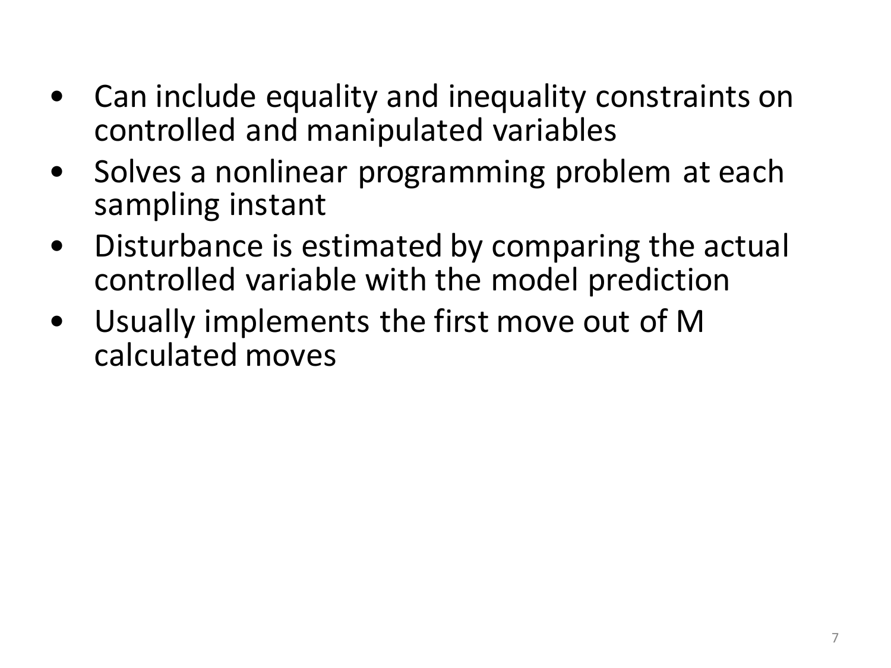- Can include equality and inequality constraints on controlled and manipulated variables
- Solves a nonlinear programming problem at each sampling instant
- Disturbance is estimated by comparing the actual controlled variable with the model prediction
- Usually implements the first move out of M calculated moves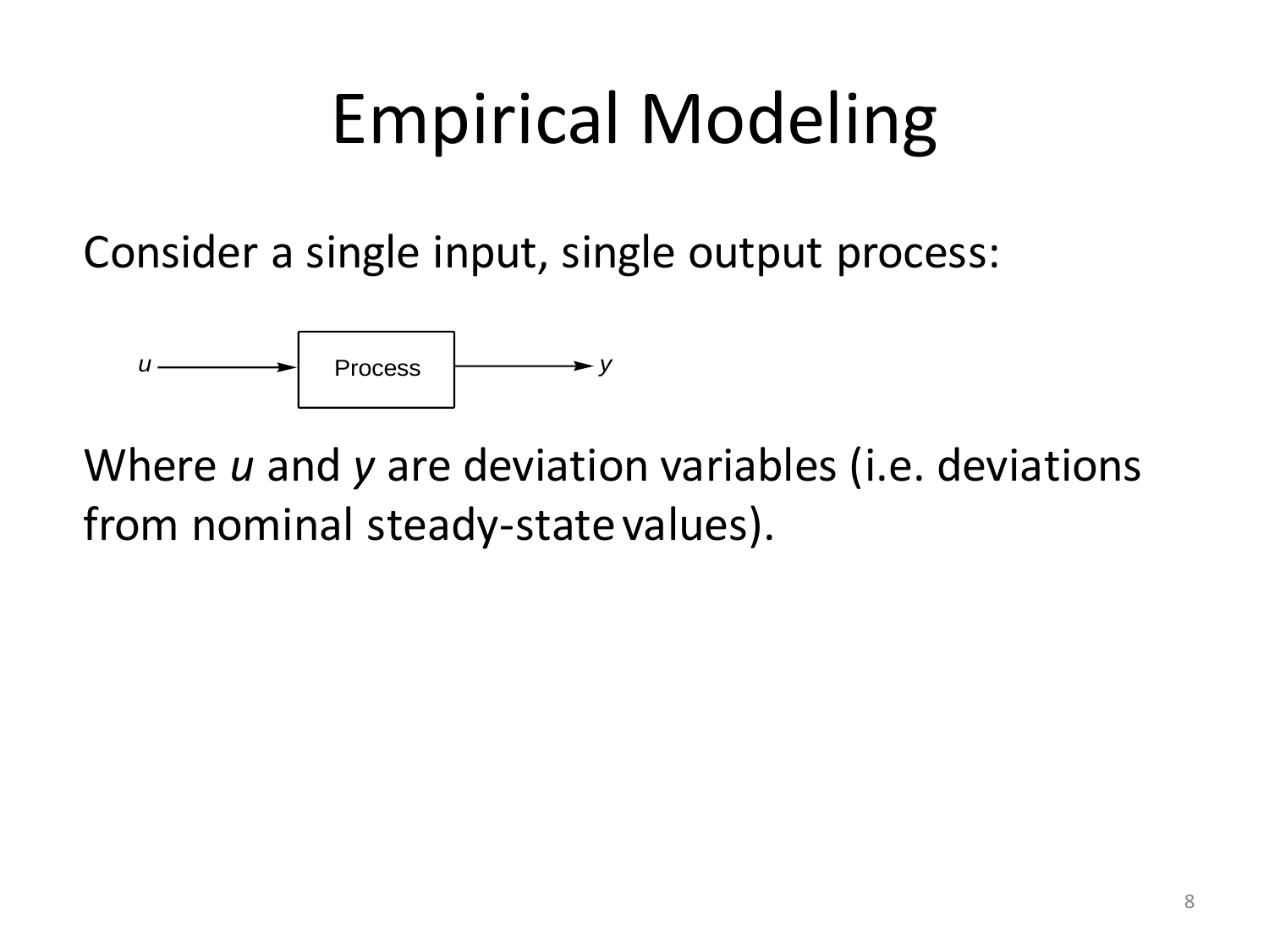# Empirical Modeling

Consider a single input, single output process:

$u \longrightarrow$ Process $\longrightarrow y$

Where $u$ and $y$ are deviation variables (i.e. deviations from nominal steady-state values).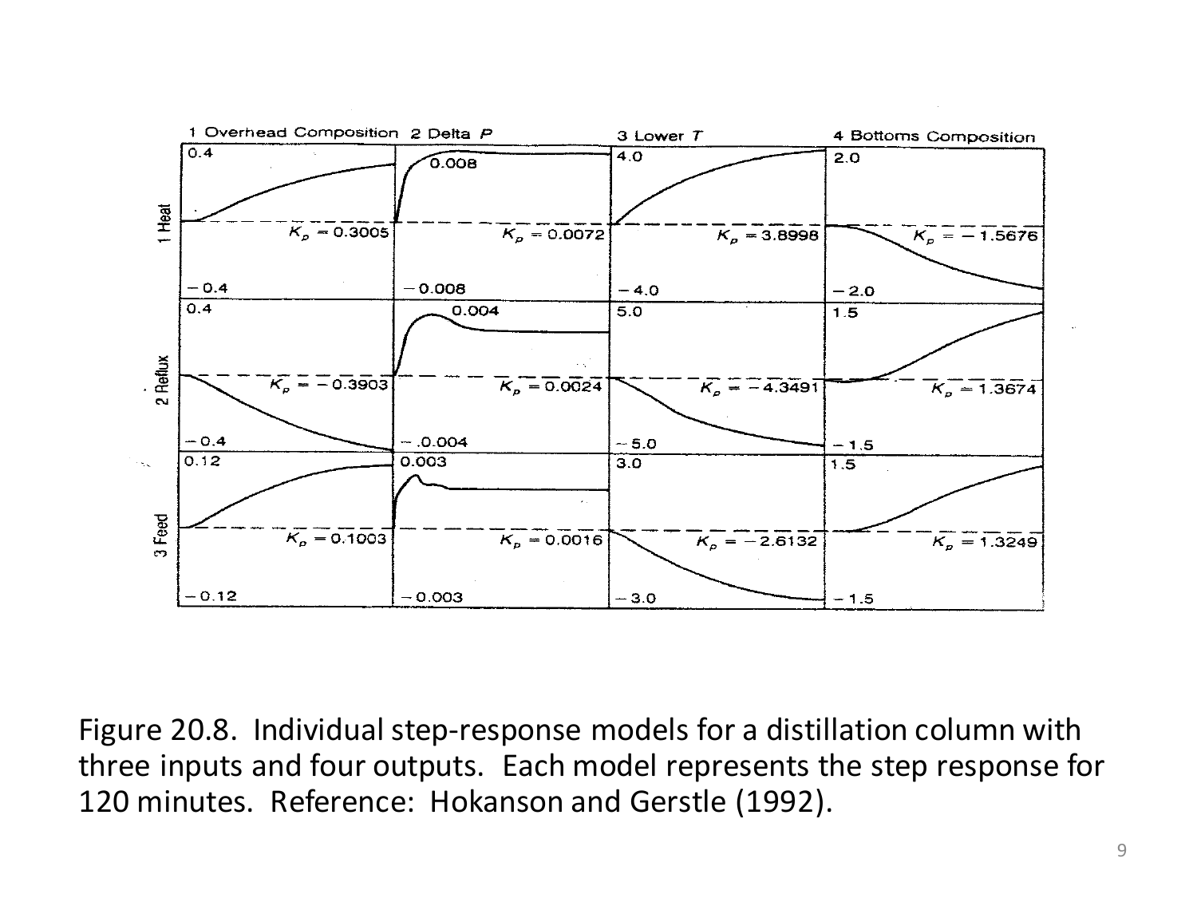| | 1 Overhead Composition | 2 Delta $P$ | 3 Lower $T$ | 4 Bottoms Composition |
|---|---|---|---|---|
| 1 Heat | $K_p = 0.3005$ | $K_p = 0.0072$ | $K_p = 3.8998$ | $K_p = -1.5676$ |
| 2 Reflux | $K_p = -0.3903$ | $K_p = 0.0024$ | $K_p = -4.3491$ | $K_p = 1.3674$ |
| 3 Feed | $K_p = 0.1003$ | $K_p = 0.0016$ | $K_p = -2.6132$ | $K_p = 1.3249$ |

Figure 20.8. Individual step-response models for a distillation column with three inputs and four outputs. Each model represents the step response for 120 minutes. Reference: Hokanson and Gerstle (1992).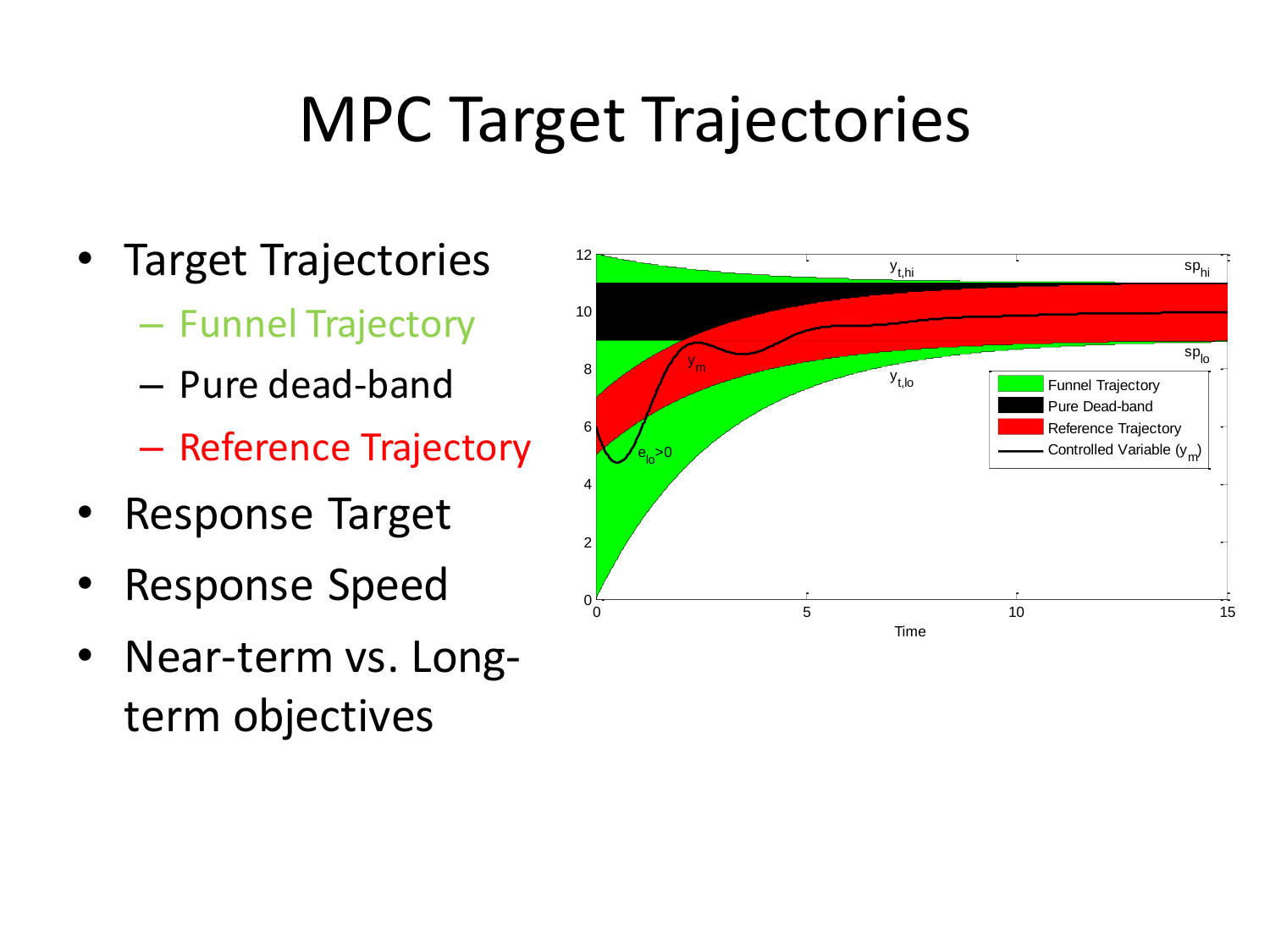# MPC Target Trajectories

- Target Trajectories
  - Funnel Trajectory
  - Pure dead-band
  - Reference Trajectory
- Response Target
- Response Speed
- Near-term vs. Long-term objectives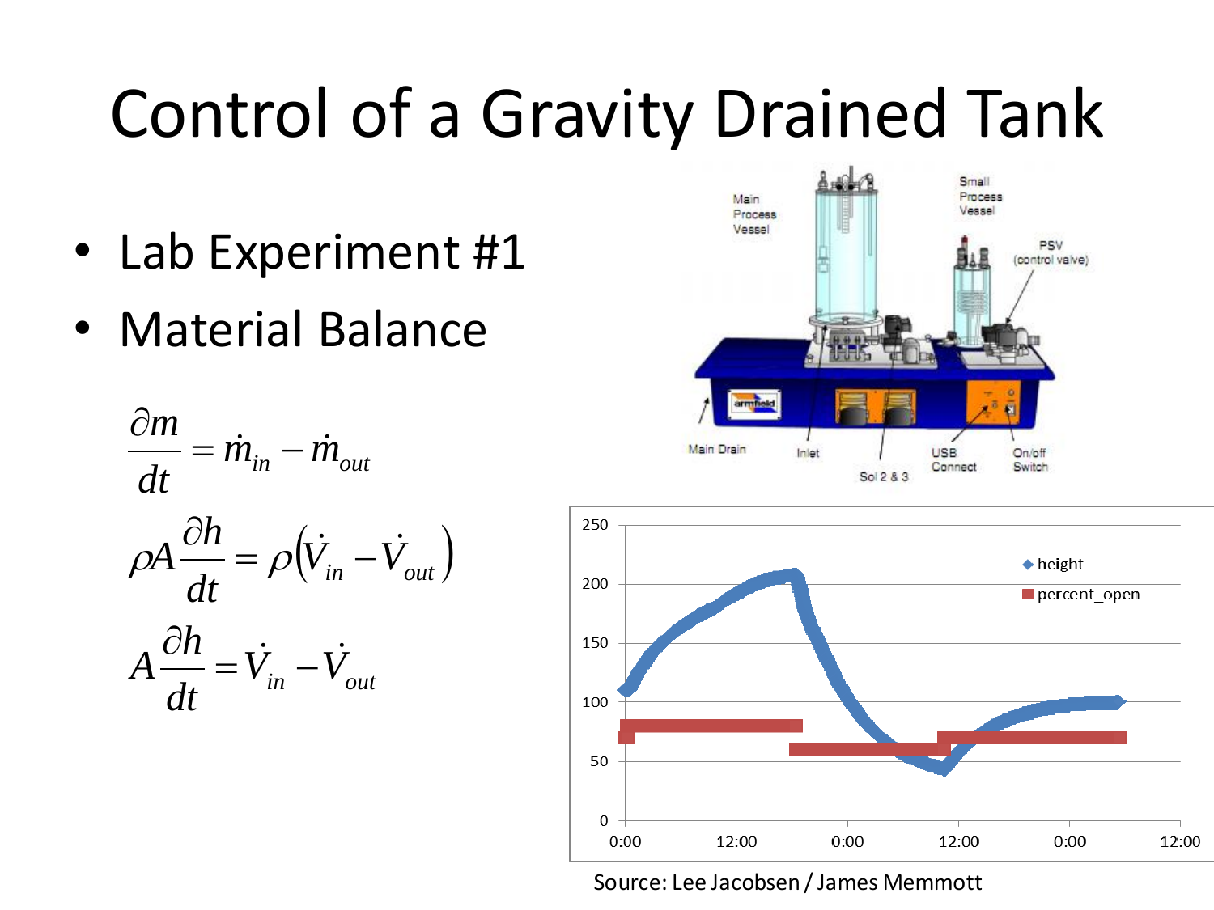# Control of a Gravity Drained Tank

- Lab Experiment #1
- Material Balance

$$\frac{\partial m}{dt} = \dot{m}_{in} - \dot{m}_{out}$$

$$\rho A \frac{\partial h}{dt} = \rho\left(\dot{V}_{in} - \dot{V}_{out}\right)$$

$$A \frac{\partial h}{dt} = \dot{V}_{in} - \dot{V}_{out}$$

Source: Lee Jacobsen / James Memmott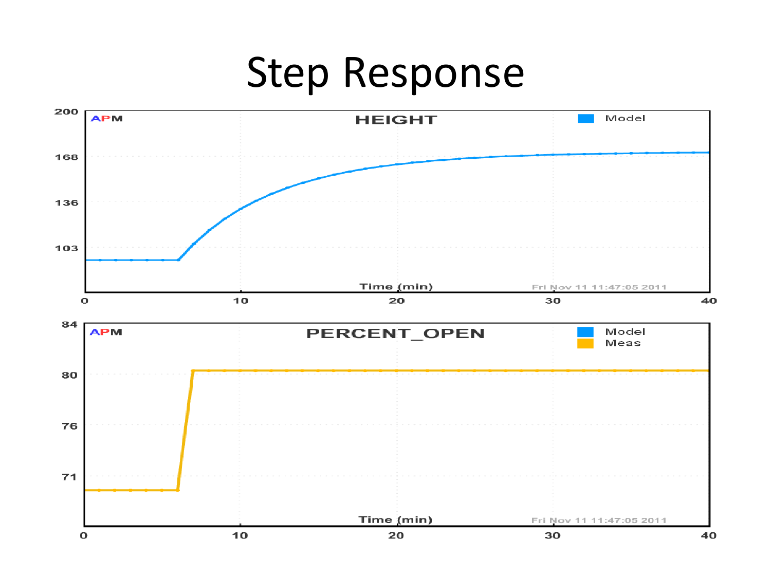# Step Response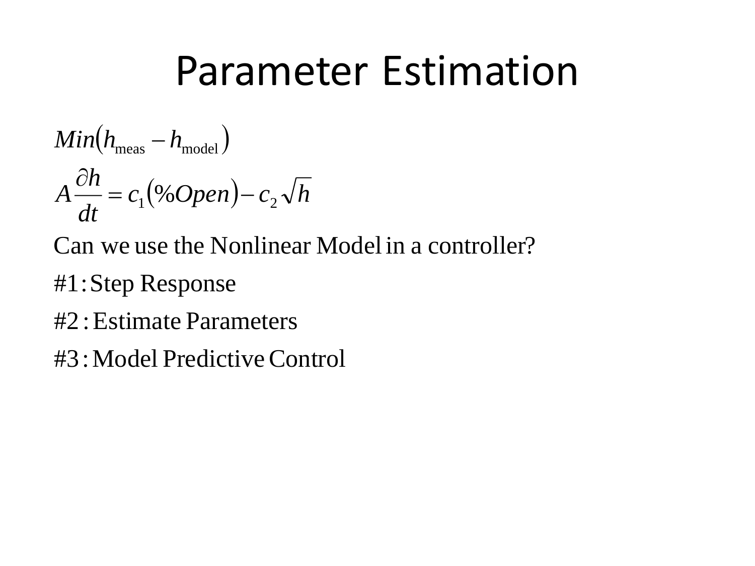# Parameter Estimation

$$Min\left(h_{\text{meas}} - h_{\text{model}}\right)$$

$$A\frac{\partial h}{dt} = c_1\left(\%Open\right) - c_2\sqrt{h}$$

Can we use the Nonlinear Model in a controller?

#1 : Step Response

#2 : Estimate Parameters

#3 : Model Predictive Control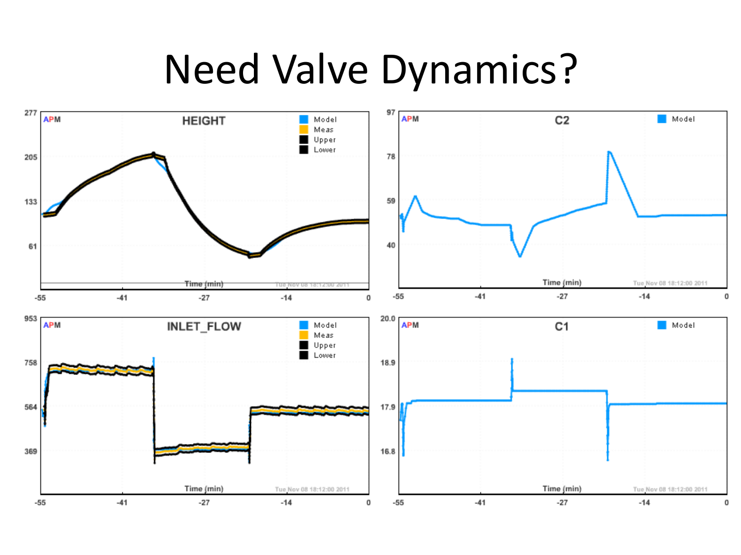# Need Valve Dynamics?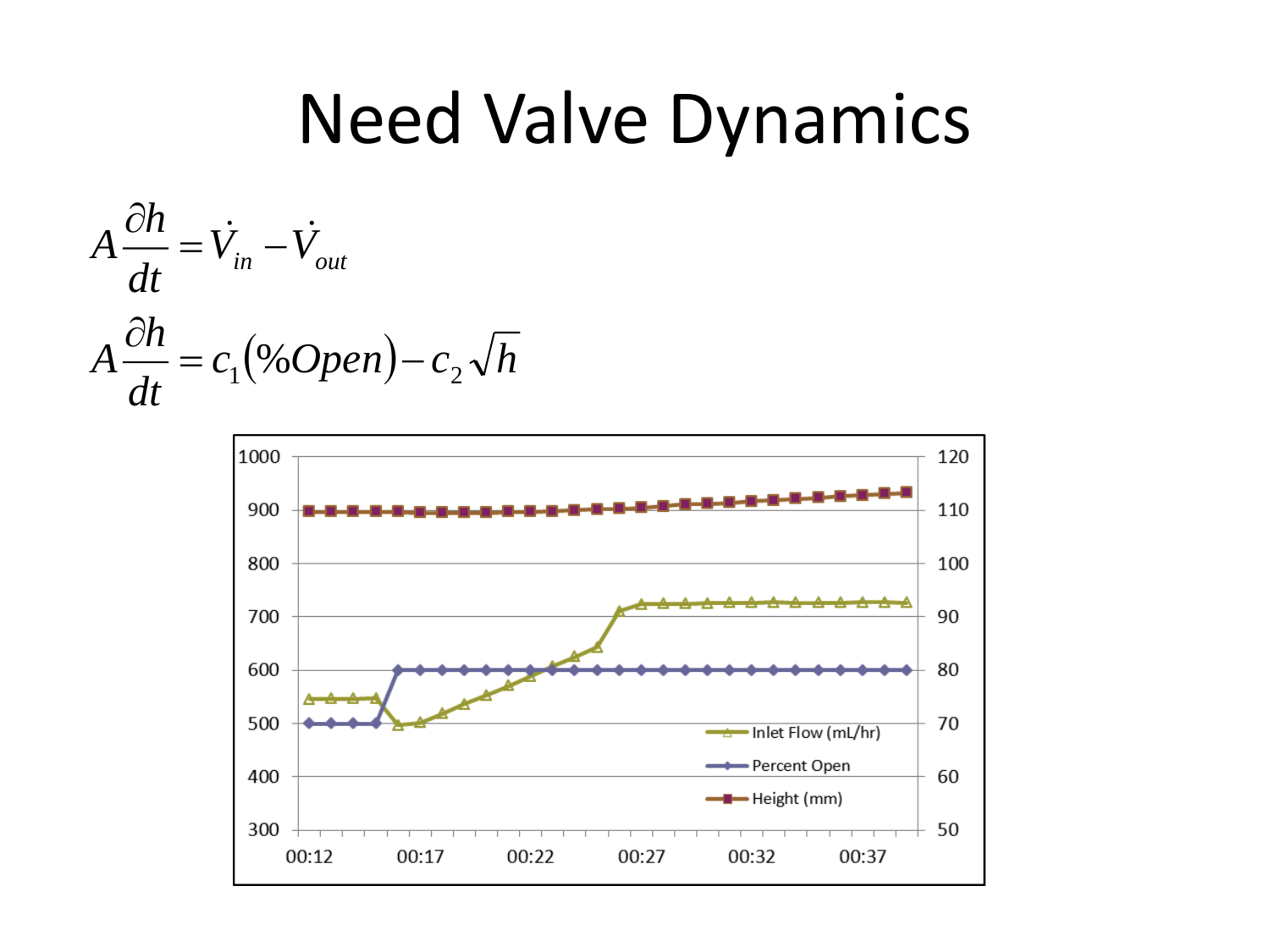# Need Valve Dynamics

$$A\frac{\partial h}{dt} = \dot{V}_{in} - \dot{V}_{out}$$

$$A\frac{\partial h}{dt} = c_1(\%Open) - c_2\sqrt{h}$$

1000
900
800
700
600
500
400
300

120
110
100
90
80
70
60
50

00:12
00:17
00:22
00:27
00:32
00:37

Inlet Flow (mL/hr)
Percent Open
Height (mm)